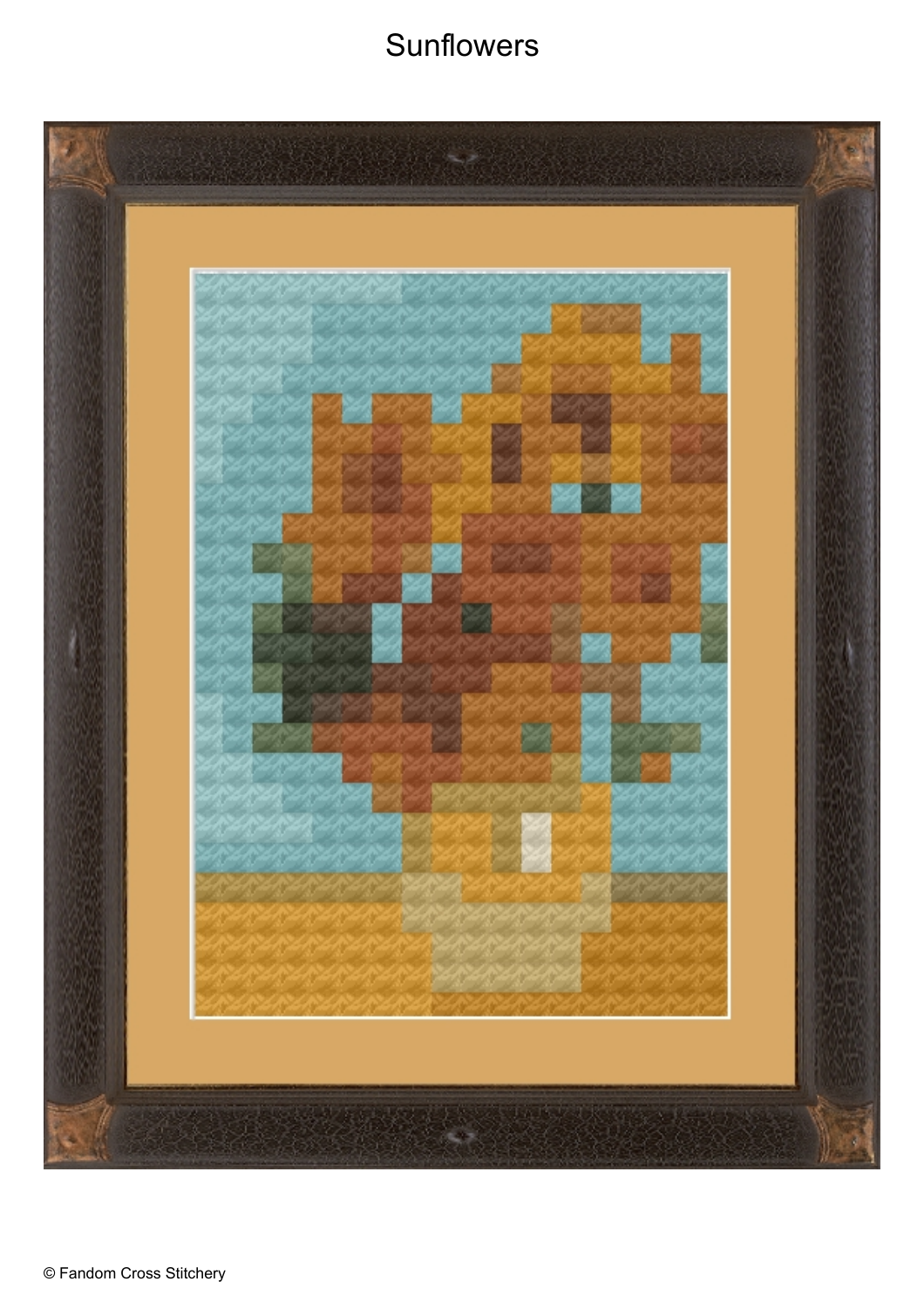# Sunflowers

© Fandom Cross Stitchery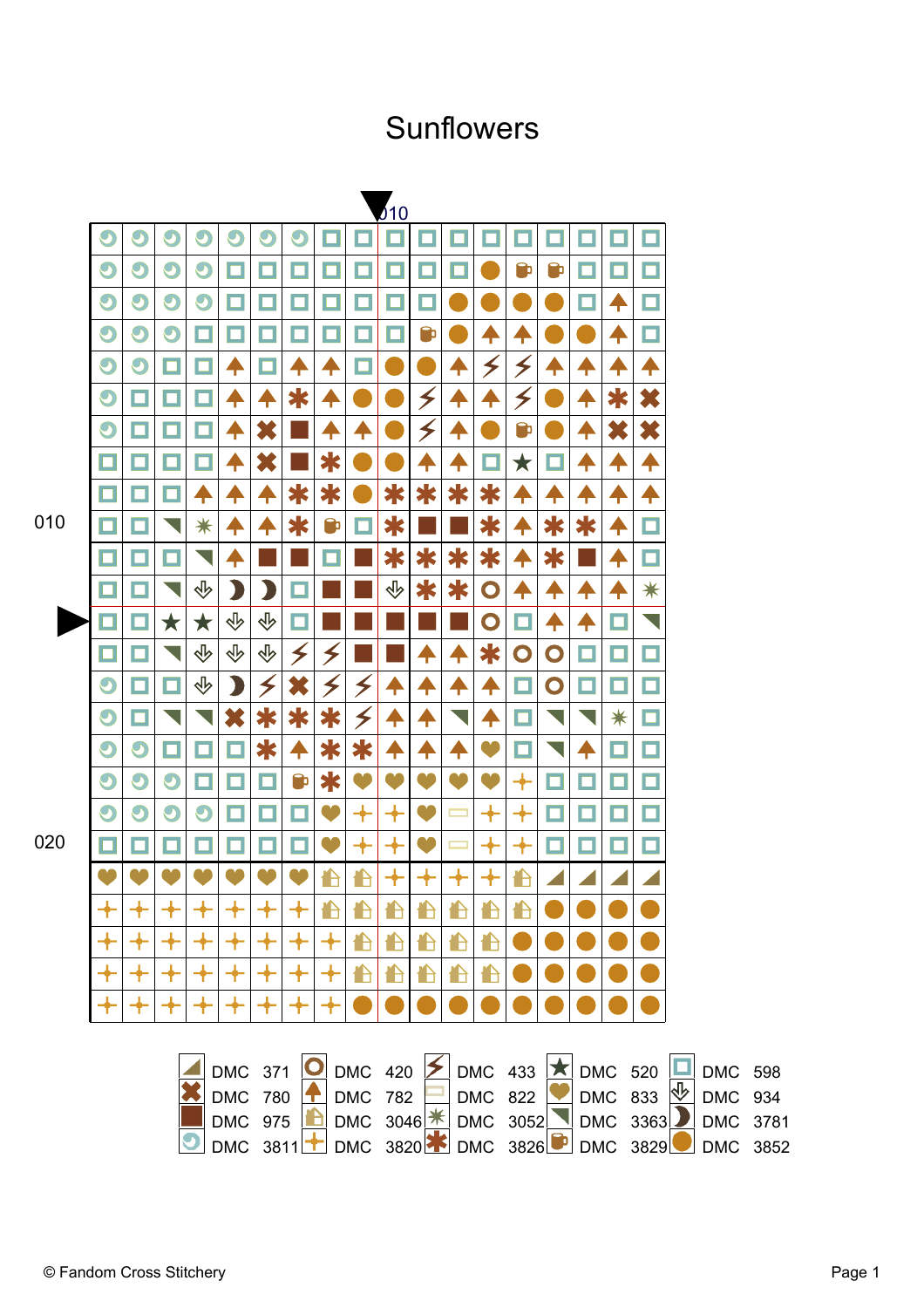# Sunflowers

010

010

020

| | | | |
|---|---|---|---|
| DMC 371 | DMC 420 | DMC 433 | DMC 520 | DMC 598 |
| DMC 780 | DMC 782 | DMC 822 | DMC 833 | DMC 934 |
| DMC 975 | DMC 3046 | DMC 3052 | DMC 3363 | DMC 3781 |
| DMC 3811 | DMC 3820 | DMC 3826 | DMC 3829 | DMC 3852 |

© Fandom Cross Stitchery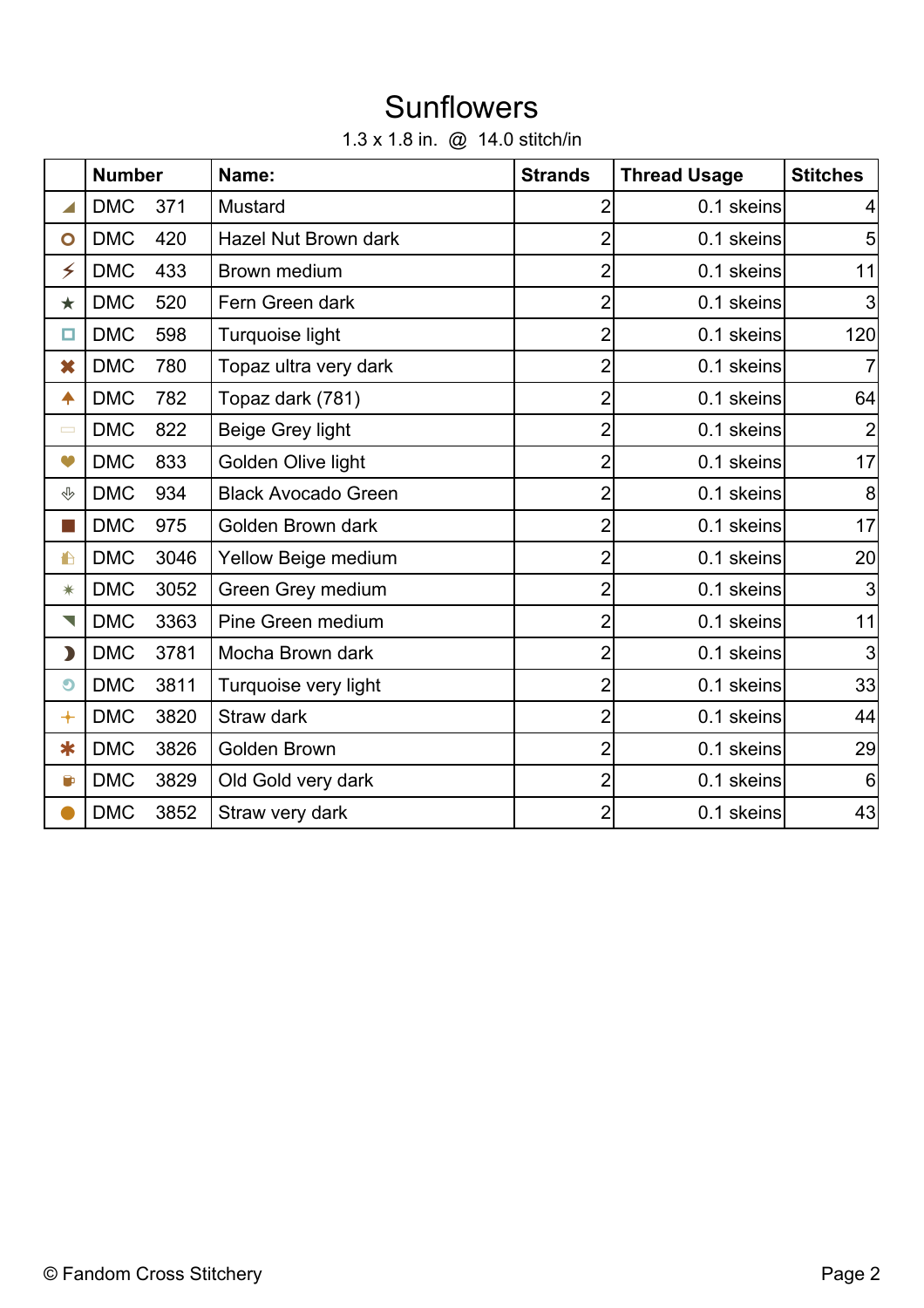# Sunflowers

1.3 x 1.8 in. @ 14.0 stitch/in

| | Number | Name: | Strands | Thread Usage | Stitches |
|---|---|---|---|---|---|
| ◢ | DMC 371 | Mustard | 2 | 0.1 skeins | 4 |
| ○ | DMC 420 | Hazel Nut Brown dark | 2 | 0.1 skeins | 5 |
| ⚡ | DMC 433 | Brown medium | 2 | 0.1 skeins | 11 |
| ★ | DMC 520 | Fern Green dark | 2 | 0.1 skeins | 3 |
| □ | DMC 598 | Turquoise light | 2 | 0.1 skeins | 120 |
| ✖ | DMC 780 | Topaz ultra very dark | 2 | 0.1 skeins | 7 |
| ↑ | DMC 782 | Topaz dark (781) | 2 | 0.1 skeins | 64 |
| ▭ | DMC 822 | Beige Grey light | 2 | 0.1 skeins | 2 |
| ♥ | DMC 833 | Golden Olive light | 2 | 0.1 skeins | 17 |
| ⇩ | DMC 934 | Black Avocado Green | 2 | 0.1 skeins | 8 |
| ■ | DMC 975 | Golden Brown dark | 2 | 0.1 skeins | 17 |
| | DMC 3046 | Yellow Beige medium | 2 | 0.1 skeins | 20 |
| ✳ | DMC 3052 | Green Grey medium | 2 | 0.1 skeins | 3 |
| ◥ | DMC 3363 | Pine Green medium | 2 | 0.1 skeins | 11 |
| ☽ | DMC 3781 | Mocha Brown dark | 2 | 0.1 skeins | 3 |
| | DMC 3811 | Turquoise very light | 2 | 0.1 skeins | 33 |
| + | DMC 3820 | Straw dark | 2 | 0.1 skeins | 44 |
| ✱ | DMC 3826 | Golden Brown | 2 | 0.1 skeins | 29 |
| | DMC 3829 | Old Gold very dark | 2 | 0.1 skeins | 6 |
| ● | DMC 3852 | Straw very dark | 2 | 0.1 skeins | 43 |

© Fandom Cross Stitchery